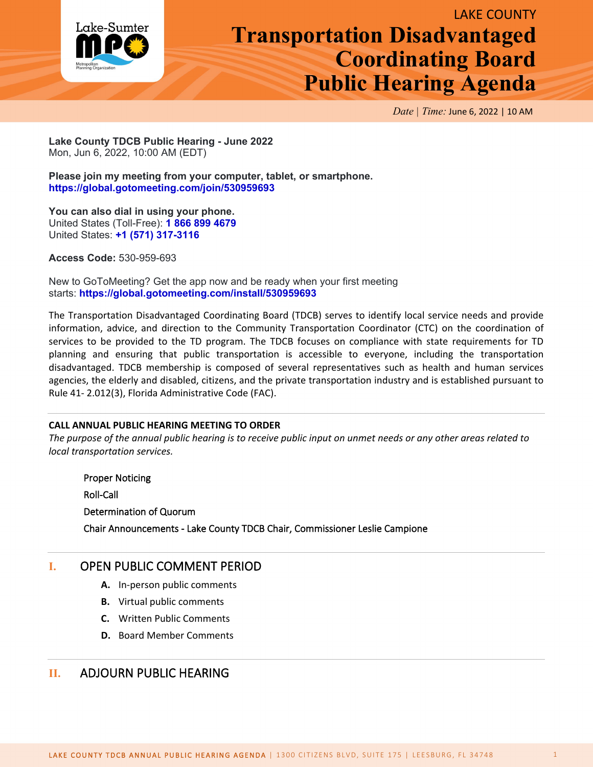LAKE COUNTY

# Transportation Disadvantaged Coordinating Board Public Hearing Agenda

*Date | Time:* June 6, 2022 | 10 AM

**Lake County TDCB Public Hearing - June 2022**
Mon, Jun 6, 2022, 10:00 AM (EDT)

**Please join my meeting from your computer, tablet, or smartphone.**
**https://global.gotomeeting.com/join/530959693**

**You can also dial in using your phone.**
United States (Toll-Free): **1 866 899 4679**
United States: **+1 (571) 317-3116**

**Access Code:** 530-959-693

New to GoToMeeting? Get the app now and be ready when your first meeting starts: **https://global.gotomeeting.com/install/530959693**

The Transportation Disadvantaged Coordinating Board (TDCB) serves to identify local service needs and provide information, advice, and direction to the Community Transportation Coordinator (CTC) on the coordination of services to be provided to the TD program. The TDCB focuses on compliance with state requirements for TD planning and ensuring that public transportation is accessible to everyone, including the transportation disadvantaged. TDCB membership is composed of several representatives such as health and human services agencies, the elderly and disabled, citizens, and the private transportation industry and is established pursuant to Rule 41- 2.012(3), Florida Administrative Code (FAC).

---

**CALL ANNUAL PUBLIC HEARING MEETING TO ORDER**

*The purpose of the annual public hearing is to receive public input on unmet needs or any other areas related to local transportation services.*

Proper Noticing

Roll-Call

Determination of Quorum

Chair Announcements - Lake County TDCB Chair, Commissioner Leslie Campione

---

## I. OPEN PUBLIC COMMENT PERIOD

- **A.** In-person public comments
- **B.** Virtual public comments
- **C.** Written Public Comments
- **D.** Board Member Comments

---

## II. ADJOURN PUBLIC HEARING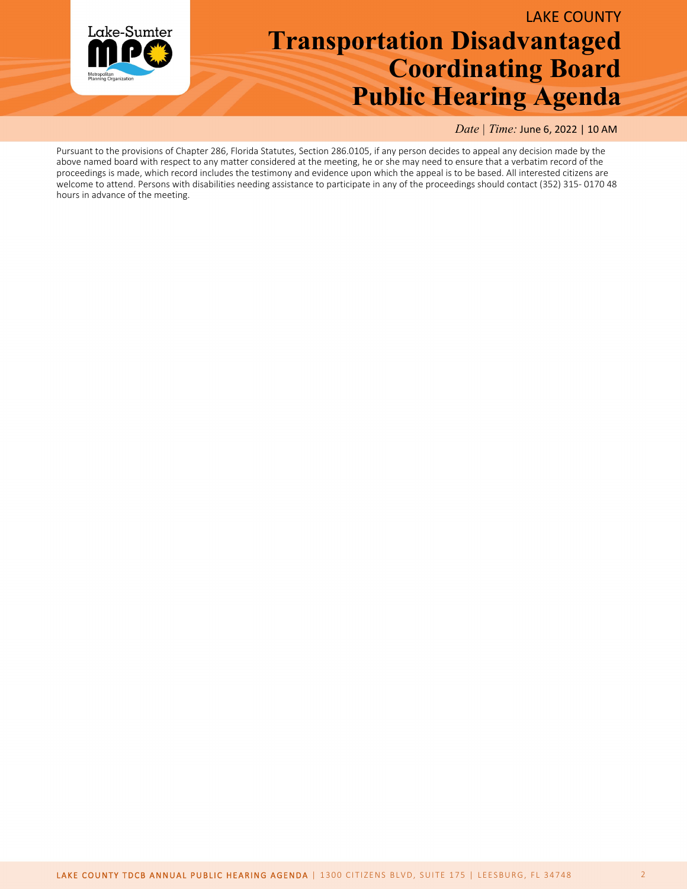# LAKE COUNTY

# Transportation Disadvantaged Coordinating Board Public Hearing Agenda

*Date* | *Time:* June 6, 2022 | 10 AM

Pursuant to the provisions of Chapter 286, Florida Statutes, Section 286.0105, if any person decides to appeal any decision made by the above named board with respect to any matter considered at the meeting, he or she may need to ensure that a verbatim record of the proceedings is made, which record includes the testimony and evidence upon which the appeal is to be based. All interested citizens are welcome to attend. Persons with disabilities needing assistance to participate in any of the proceedings should contact (352) 315- 0170 48 hours in advance of the meeting.